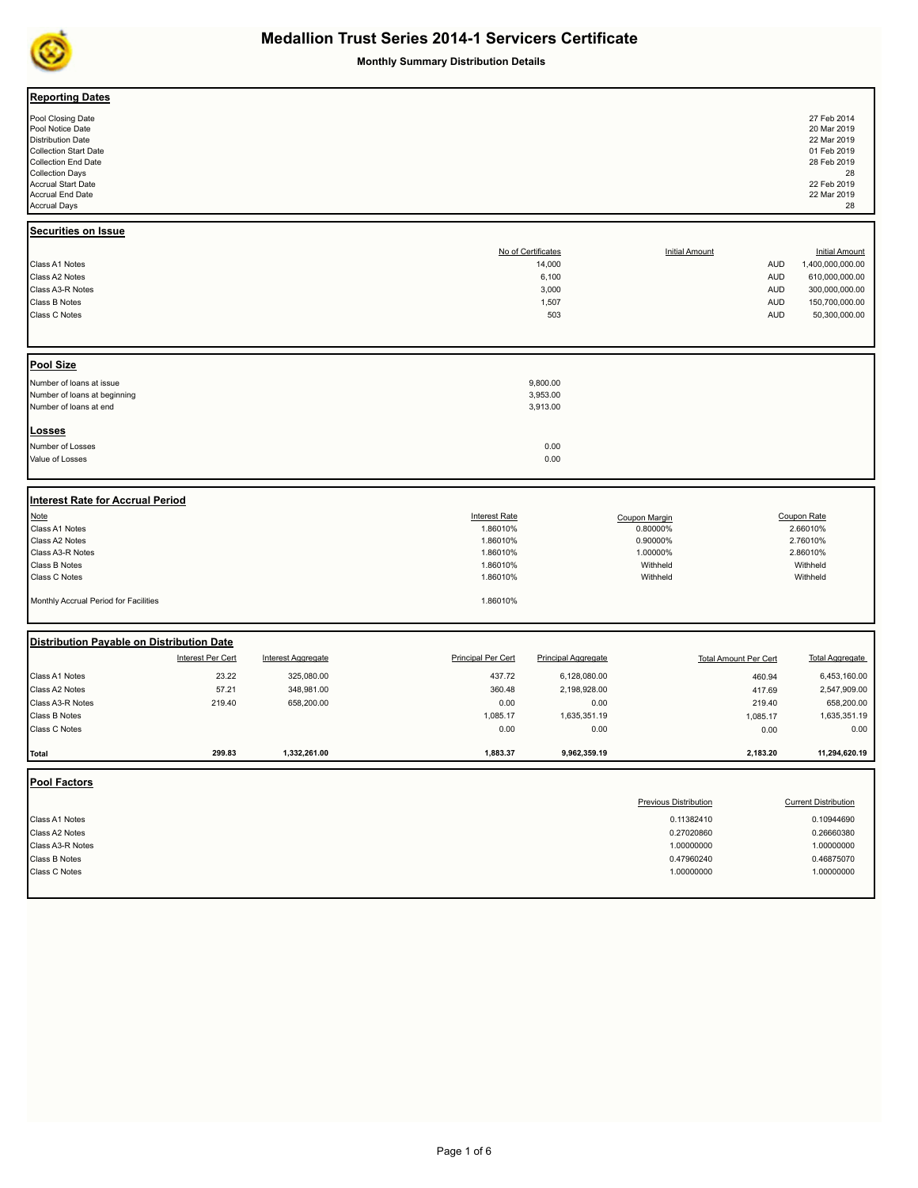# Medallion Trust Series 2014-1 Servicers Certificate

**Monthly Summary Distribution Details**

## Reporting Dates

| | |
|---|---|
| Pool Closing Date | 27 Feb 2014 |
| Pool Notice Date | 20 Mar 2019 |
| Distribution Date | 22 Mar 2019 |
| Collection Start Date | 01 Feb 2019 |
| Collection End Date | 28 Feb 2019 |
| Collection Days | 28 |
| Accrual Start Date | 22 Feb 2019 |
| Accrual End Date | 22 Mar 2019 |
| Accrual Days | 28 |

## Securities on Issue

| | No of Certificates | Initial Amount | Initial Amount |
|---|---|---|---|
| Class A1 Notes | 14,000 | AUD | 1,400,000,000.00 |
| Class A2 Notes | 6,100 | AUD | 610,000,000.00 |
| Class A3-R Notes | 3,000 | AUD | 300,000,000.00 |
| Class B Notes | 1,507 | AUD | 150,700,000.00 |
| Class C Notes | 503 | AUD | 50,300,000.00 |

## Pool Size

| | |
|---|---|
| Number of loans at issue | 9,800.00 |
| Number of loans at beginning | 3,953.00 |
| Number of loans at end | 3,913.00 |

## Losses

| | |
|---|---|
| Number of Losses | 0.00 |
| Value of Losses | 0.00 |

## Interest Rate for Accrual Period

| Note | Interest Rate | Coupon Margin | Coupon Rate |
|---|---|---|---|
| Class A1 Notes | 1.86010% | 0.80000% | 2.66010% |
| Class A2 Notes | 1.86010% | 0.90000% | 2.76010% |
| Class A3-R Notes | 1.86010% | 1.00000% | 2.86010% |
| Class B Notes | 1.86010% | Withheld | Withheld |
| Class C Notes | 1.86010% | Withheld | Withheld |
| Monthly Accrual Period for Facilities | 1.86010% | | |

## Distribution Payable on Distribution Date

| | Interest Per Cert | Interest Aggregate | Principal Per Cert | Principal Aggregate | Total Amount Per Cert | Total Aggregate |
|---|---|---|---|---|---|---|
| Class A1 Notes | 23.22 | 325,080.00 | 437.72 | 6,128,080.00 | 460.94 | 6,453,160.00 |
| Class A2 Notes | 57.21 | 348,981.00 | 360.48 | 2,198,928.00 | 417.69 | 2,547,909.00 |
| Class A3-R Notes | 219.40 | 658,200.00 | 0.00 | 0.00 | 219.40 | 658,200.00 |
| Class B Notes | | | 1,085.17 | 1,635,351.19 | 1,085.17 | 1,635,351.19 |
| Class C Notes | | | 0.00 | 0.00 | 0.00 | 0.00 |
| **Total** | **299.83** | **1,332,261.00** | **1,883.37** | **9,962,359.19** | **2,183.20** | **11,294,620.19** |

## Pool Factors

| | Previous Distribution | Current Distribution |
|---|---|---|
| Class A1 Notes | 0.11382410 | 0.10944690 |
| Class A2 Notes | 0.27020860 | 0.26660380 |
| Class A3-R Notes | 1.00000000 | 1.00000000 |
| Class B Notes | 0.47960240 | 0.46875070 |
| Class C Notes | 1.00000000 | 1.00000000 |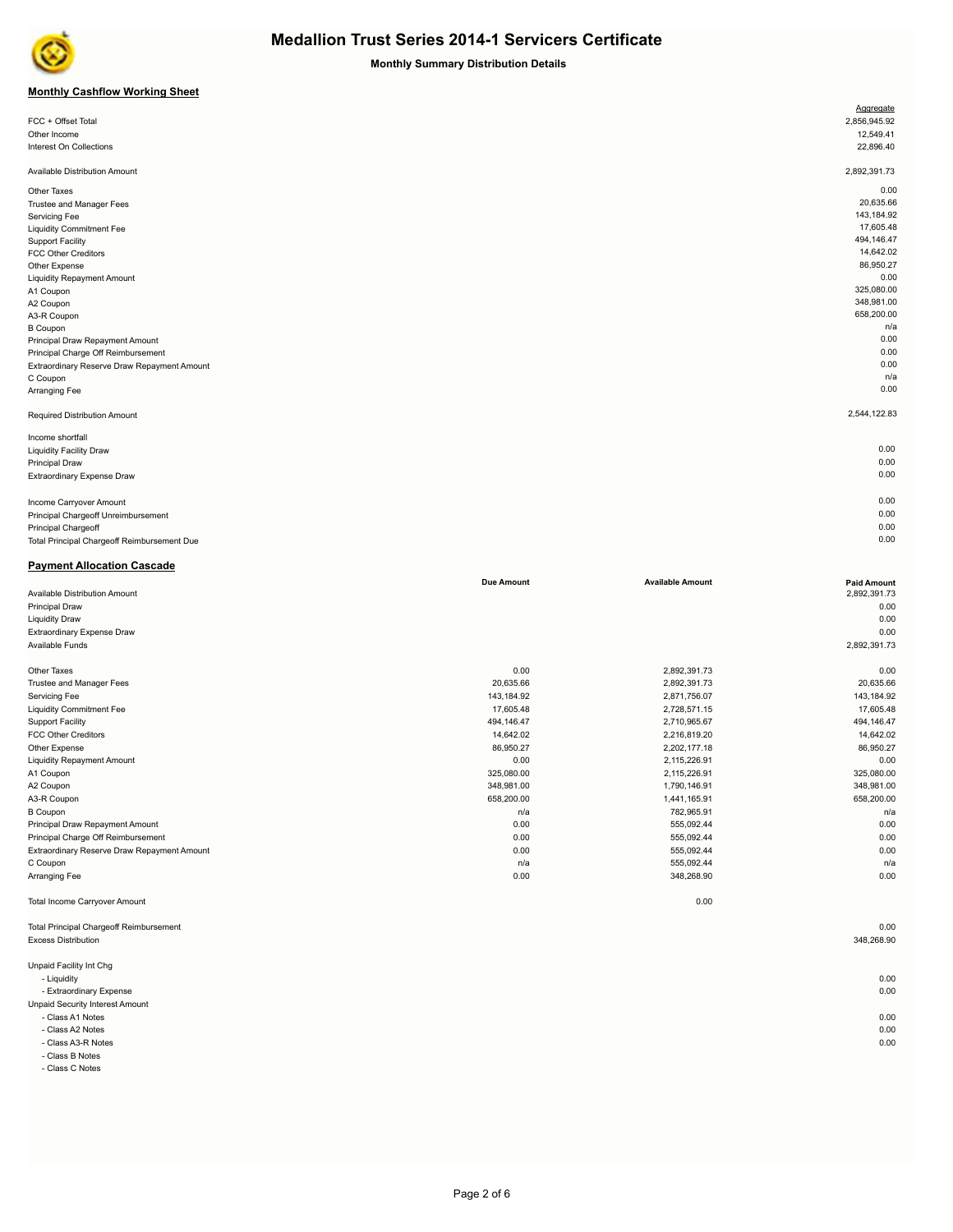# Medallion Trust Series 2014-1 Servicers Certificate

**Monthly Summary Distribution Details**

## Monthly Cashflow Working Sheet

| | Aggregate |
|---|---|
| FCC + Offset Total | 2,856,945.92 |
| Other Income | 12,549.41 |
| Interest On Collections | 22,896.40 |
| | |
| Available Distribution Amount | 2,892,391.73 |
| | |
| Other Taxes | 0.00 |
| Trustee and Manager Fees | 20,635.66 |
| Servicing Fee | 143,184.92 |
| Liquidity Commitment Fee | 17,605.48 |
| Support Facility | 494,146.47 |
| FCC Other Creditors | 14,642.02 |
| Other Expense | 86,950.27 |
| Liquidity Repayment Amount | 0.00 |
| A1 Coupon | 325,080.00 |
| A2 Coupon | 348,981.00 |
| A3-R Coupon | 658,200.00 |
| B Coupon | n/a |
| Principal Draw Repayment Amount | 0.00 |
| Principal Charge Off Reimbursement | 0.00 |
| Extraordinary Reserve Draw Repayment Amount | 0.00 |
| C Coupon | n/a |
| Arranging Fee | 0.00 |
| | |
| Required Distribution Amount | 2,544,122.83 |
| | |
| Income shortfall | |
| Liquidity Facility Draw | 0.00 |
| Principal Draw | 0.00 |
| Extraordinary Expense Draw | 0.00 |
| | |
| Income Carryover Amount | 0.00 |
| Principal Chargeoff Unreimbursement | 0.00 |
| Principal Chargeoff | 0.00 |
| Total Principal Chargeoff Reimbursement Due | 0.00 |

## Payment Allocation Cascade

| | Due Amount | Available Amount | Paid Amount |
|---|---|---|---|
| Available Distribution Amount | | | 2,892,391.73 |
| Principal Draw | | | 0.00 |
| Liquidity Draw | | | 0.00 |
| Extraordinary Expense Draw | | | 0.00 |
| Available Funds | | | 2,892,391.73 |
| | | | |
| Other Taxes | 0.00 | 2,892,391.73 | 0.00 |
| Trustee and Manager Fees | 20,635.66 | 2,892,391.73 | 20,635.66 |
| Servicing Fee | 143,184.92 | 2,871,756.07 | 143,184.92 |
| Liquidity Commitment Fee | 17,605.48 | 2,728,571.15 | 17,605.48 |
| Support Facility | 494,146.47 | 2,710,965.67 | 494,146.47 |
| FCC Other Creditors | 14,642.02 | 2,216,819.20 | 14,642.02 |
| Other Expense | 86,950.27 | 2,202,177.18 | 86,950.27 |
| Liquidity Repayment Amount | 0.00 | 2,115,226.91 | 0.00 |
| A1 Coupon | 325,080.00 | 2,115,226.91 | 325,080.00 |
| A2 Coupon | 348,981.00 | 1,790,146.91 | 348,981.00 |
| A3-R Coupon | 658,200.00 | 1,441,165.91 | 658,200.00 |
| B Coupon | n/a | 782,965.91 | n/a |
| Principal Draw Repayment Amount | 0.00 | 555,092.44 | 0.00 |
| Principal Charge Off Reimbursement | 0.00 | 555,092.44 | 0.00 |
| Extraordinary Reserve Draw Repayment Amount | 0.00 | 555,092.44 | 0.00 |
| C Coupon | n/a | 555,092.44 | n/a |
| Arranging Fee | 0.00 | 348,268.90 | 0.00 |
| | | | |
| Total Income Carryover Amount | | 0.00 | |
| | | | |
| Total Principal Chargeoff Reimbursement | | | 0.00 |
| Excess Distribution | | | 348,268.90 |
| | | | |
| Unpaid Facility Int Chg | | | |
| - Liquidity | | | 0.00 |
| - Extraordinary Expense | | | 0.00 |
| Unpaid Security Interest Amount | | | |
| - Class A1 Notes | | | 0.00 |
| - Class A2 Notes | | | 0.00 |
| - Class A3-R Notes | | | 0.00 |
| - Class B Notes | | | |
| - Class C Notes | | | |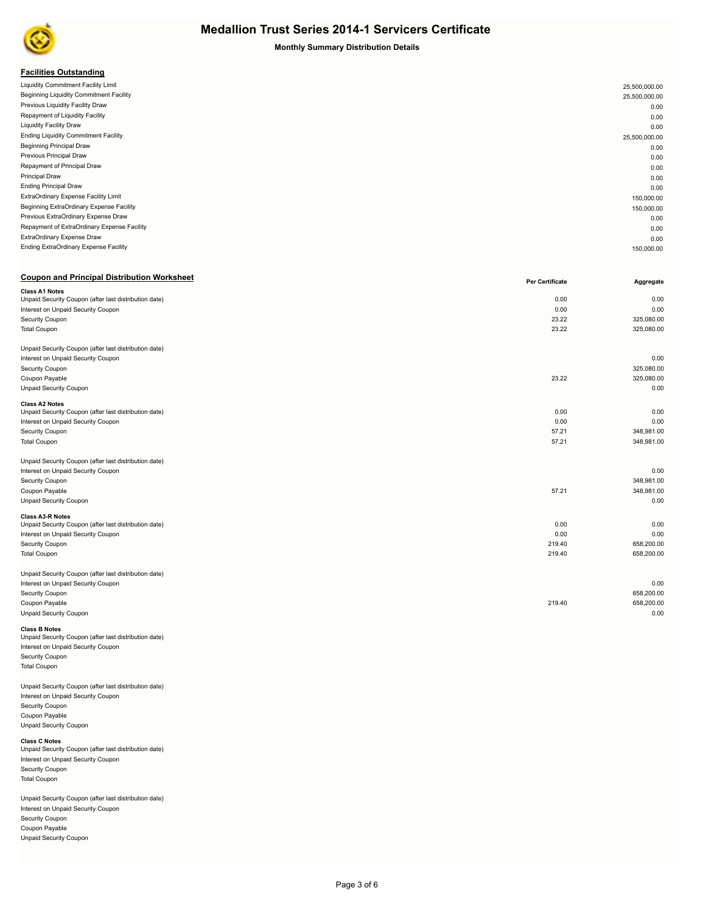# Medallion Trust Series 2014-1 Servicers Certificate

**Monthly Summary Distribution Details**

## Facilities Outstanding

| | |
|---|---|
| Liquidity Commitment Facility Limit | 25,500,000.00 |
| Beginning Liquidity Commitment Facility | 25,500,000.00 |
| Previous Liquidity Facility Draw | 0.00 |
| Repayment of Liquidity Facility | 0.00 |
| Liquidity Facility Draw | 0.00 |
| Ending Liquidity Commitment Facility | 25,500,000.00 |
| Beginning Principal Draw | 0.00 |
| Previous Principal Draw | 0.00 |
| Repayment of Principal Draw | 0.00 |
| Principal Draw | 0.00 |
| Ending Principal Draw | 0.00 |
| ExtraOrdinary Expense Facility Limit | 150,000.00 |
| Beginning ExtraOrdinary Expense Facility | 150,000.00 |
| Previous ExtraOrdinary Expense Draw | 0.00 |
| Repayment of ExtraOrdinary Expense Facility | 0.00 |
| ExtraOrdinary Expense Draw | 0.00 |
| Ending ExtraOrdinary Expense Facility | 150,000.00 |

## Coupon and Principal Distribution Worksheet

| | Per Certificate | Aggregate |
|---|---|---|
| **Class A1 Notes** | | |
| Unpaid Security Coupon (after last distribution date) | 0.00 | 0.00 |
| Interest on Unpaid Security Coupon | 0.00 | 0.00 |
| Security Coupon | 23.22 | 325,080.00 |
| Total Coupon | 23.22 | 325,080.00 |
| | | |
| Unpaid Security Coupon (after last distribution date) | | |
| Interest on Unpaid Security Coupon | | 0.00 |
| Security Coupon | | 325,080.00 |
| Coupon Payable | 23.22 | 325,080.00 |
| Unpaid Security Coupon | | 0.00 |
| **Class A2 Notes** | | |
| Unpaid Security Coupon (after last distribution date) | 0.00 | 0.00 |
| Interest on Unpaid Security Coupon | 0.00 | 0.00 |
| Security Coupon | 57.21 | 348,981.00 |
| Total Coupon | 57.21 | 348,981.00 |
| | | |
| Unpaid Security Coupon (after last distribution date) | | |
| Interest on Unpaid Security Coupon | | 0.00 |
| Security Coupon | | 348,981.00 |
| Coupon Payable | 57.21 | 348,981.00 |
| Unpaid Security Coupon | | 0.00 |
| **Class A3-R Notes** | | |
| Unpaid Security Coupon (after last distribution date) | 0.00 | 0.00 |
| Interest on Unpaid Security Coupon | 0.00 | 0.00 |
| Security Coupon | 219.40 | 658,200.00 |
| Total Coupon | 219.40 | 658,200.00 |
| | | |
| Unpaid Security Coupon (after last distribution date) | | |
| Interest on Unpaid Security Coupon | | 0.00 |
| Security Coupon | | 658,200.00 |
| Coupon Payable | 219.40 | 658,200.00 |
| Unpaid Security Coupon | | 0.00 |
| **Class B Notes** | | |
| Unpaid Security Coupon (after last distribution date) | | |
| Interest on Unpaid Security Coupon | | |
| Security Coupon | | |
| Total Coupon | | |
| | | |
| Unpaid Security Coupon (after last distribution date) | | |
| Interest on Unpaid Security Coupon | | |
| Security Coupon | | |
| Coupon Payable | | |
| Unpaid Security Coupon | | |
| **Class C Notes** | | |
| Unpaid Security Coupon (after last distribution date) | | |
| Interest on Unpaid Security Coupon | | |
| Security Coupon | | |
| Total Coupon | | |
| | | |
| Unpaid Security Coupon (after last distribution date) | | |
| Interest on Unpaid Security Coupon | | |
| Security Coupon | | |
| Coupon Payable | | |
| Unpaid Security Coupon | | |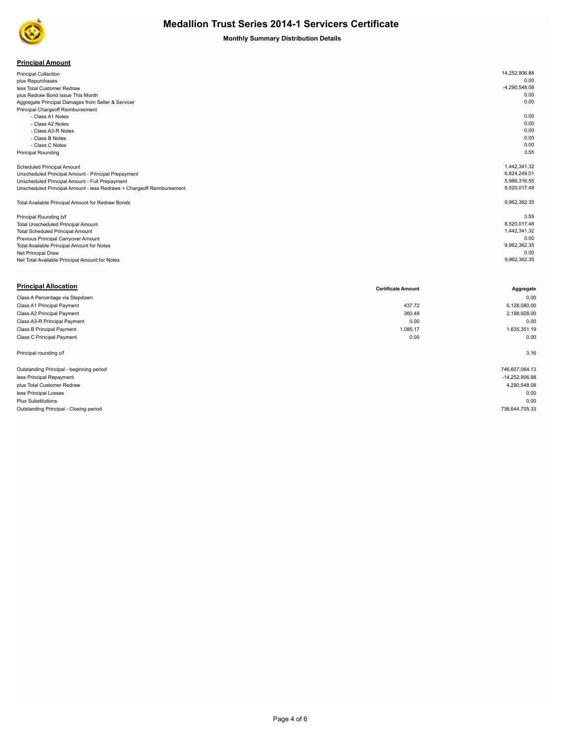# Medallion Trust Series 2014-1 Servicers Certificate

**Monthly Summary Distribution Details**

## Principal Amount

| | |
|---|---:|
| Principal Collection | 14,252,906.88 |
| plus Repurchases | 0.00 |
| less Total Customer Redraw | -4,290,548.08 |
| plus Redraw Bond Issue This Month | 0.00 |
| Aggregate Principal Damages from Seller & Servicer | 0.00 |
| Principal Chargeoff Reimbursement | |
| - Class A1 Notes | 0.00 |
| - Class A2 Notes | 0.00 |
| - Class A3-R Notes | 0.00 |
| - Class B Notes | 0.00 |
| - Class C Notes | 0.00 |
| Principal Rounding | 3.55 |
| | |
| Scheduled Principal Amount | 1,442,341.32 |
| Unscheduled Principal Amount - Principal Prepayment | 6,824,249.01 |
| Unscheduled Principal Amount - Full Prepayment | 5,986,316.55 |
| Unscheduled Principal Amount - less Redraws + Chargeoff Reimbursement | 8,520,017.48 |
| | |
| Total Available Principal Amount for Redraw Bonds | 9,962,362.35 |
| | |
| Principal Rounding b/f | 3.55 |
| Total Unscheduled Principal Amount | 8,520,017.48 |
| Total Scheduled Principal Amount | 1,442,341.32 |
| Previous Principal Carryover Amount | 0.00 |
| Total Available Principal Amount for Notes | 9,962,362.35 |
| Net Principal Draw | 0.00 |
| Net Total Available Principal Amount for Notes | 9,962,362.35 |

## Principal Allocation

| | Certificate Amount | Aggregate |
|---|---:|---:|
| Class A Percentage via Stepdown | | 0.00 |
| Class A1 Principal Payment | 437.72 | 6,128,080.00 |
| Class A2 Principal Payment | 360.48 | 2,198,928.00 |
| Class A3-R Principal Payment | 0.00 | 0.00 |
| Class B Principal Payment | 1,085.17 | 1,635,351.19 |
| Class C Principal Payment | 0.00 | 0.00 |
| | | |
| Principal rounding c/f | | 3.16 |
| | | |
| Outstanding Principal - beginning period | | 746,607,064.13 |
| less Principal Repayment | | -14,252,906.88 |
| plus Total Customer Redraw | | 4,290,548.08 |
| less Principal Losses | | 0.00 |
| Plus Substitutions | | 0.00 |
| Outstanding Principal - Closing period | | 736,644,705.33 |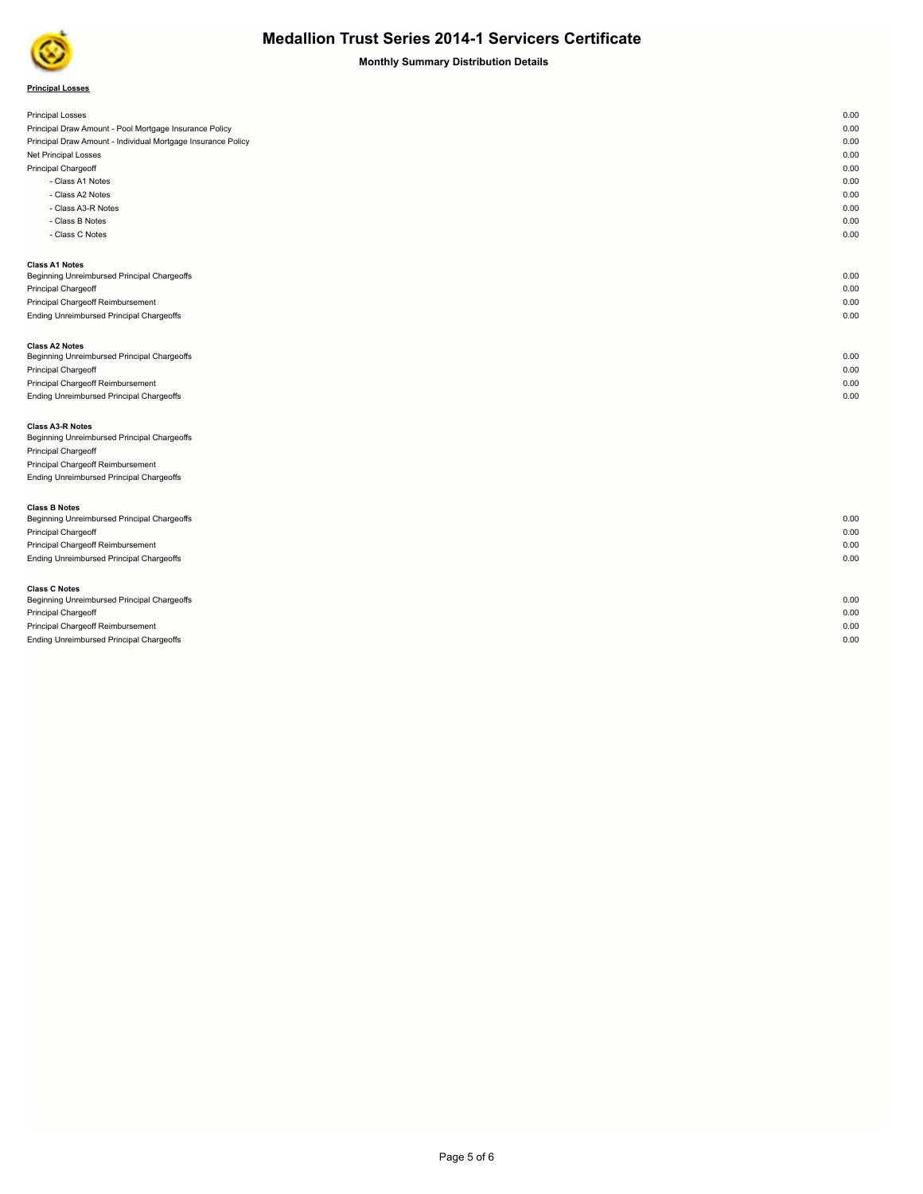# Medallion Trust Series 2014-1 Servicers Certificate

## Monthly Summary Distribution Details

**Principal Losses**

| | |
|---|---|
| Principal Losses | 0.00 |
| Principal Draw Amount - Pool Mortgage Insurance Policy | 0.00 |
| Principal Draw Amount - Individual Mortgage Insurance Policy | 0.00 |
| Net Principal Losses | 0.00 |
| Principal Chargeoff | 0.00 |
| - Class A1 Notes | 0.00 |
| - Class A2 Notes | 0.00 |
| - Class A3-R Notes | 0.00 |
| - Class B Notes | 0.00 |
| - Class C Notes | 0.00 |

| **Class A1 Notes** | |
|---|---|
| Beginning Unreimbursed Principal Chargeoffs | 0.00 |
| Principal Chargeoff | 0.00 |
| Principal Chargeoff Reimbursement | 0.00 |
| Ending Unreimbursed Principal Chargeoffs | 0.00 |

| **Class A2 Notes** | |
|---|---|
| Beginning Unreimbursed Principal Chargeoffs | 0.00 |
| Principal Chargeoff | 0.00 |
| Principal Chargeoff Reimbursement | 0.00 |
| Ending Unreimbursed Principal Chargeoffs | 0.00 |

| **Class A3-R Notes** | |
|---|---|
| Beginning Unreimbursed Principal Chargeoffs | |
| Principal Chargeoff | |
| Principal Chargeoff Reimbursement | |
| Ending Unreimbursed Principal Chargeoffs | |

| **Class B Notes** | |
|---|---|
| Beginning Unreimbursed Principal Chargeoffs | 0.00 |
| Principal Chargeoff | 0.00 |
| Principal Chargeoff Reimbursement | 0.00 |
| Ending Unreimbursed Principal Chargeoffs | 0.00 |

| **Class C Notes** | |
|---|---|
| Beginning Unreimbursed Principal Chargeoffs | 0.00 |
| Principal Chargeoff | 0.00 |
| Principal Chargeoff Reimbursement | 0.00 |
| Ending Unreimbursed Principal Chargeoffs | 0.00 |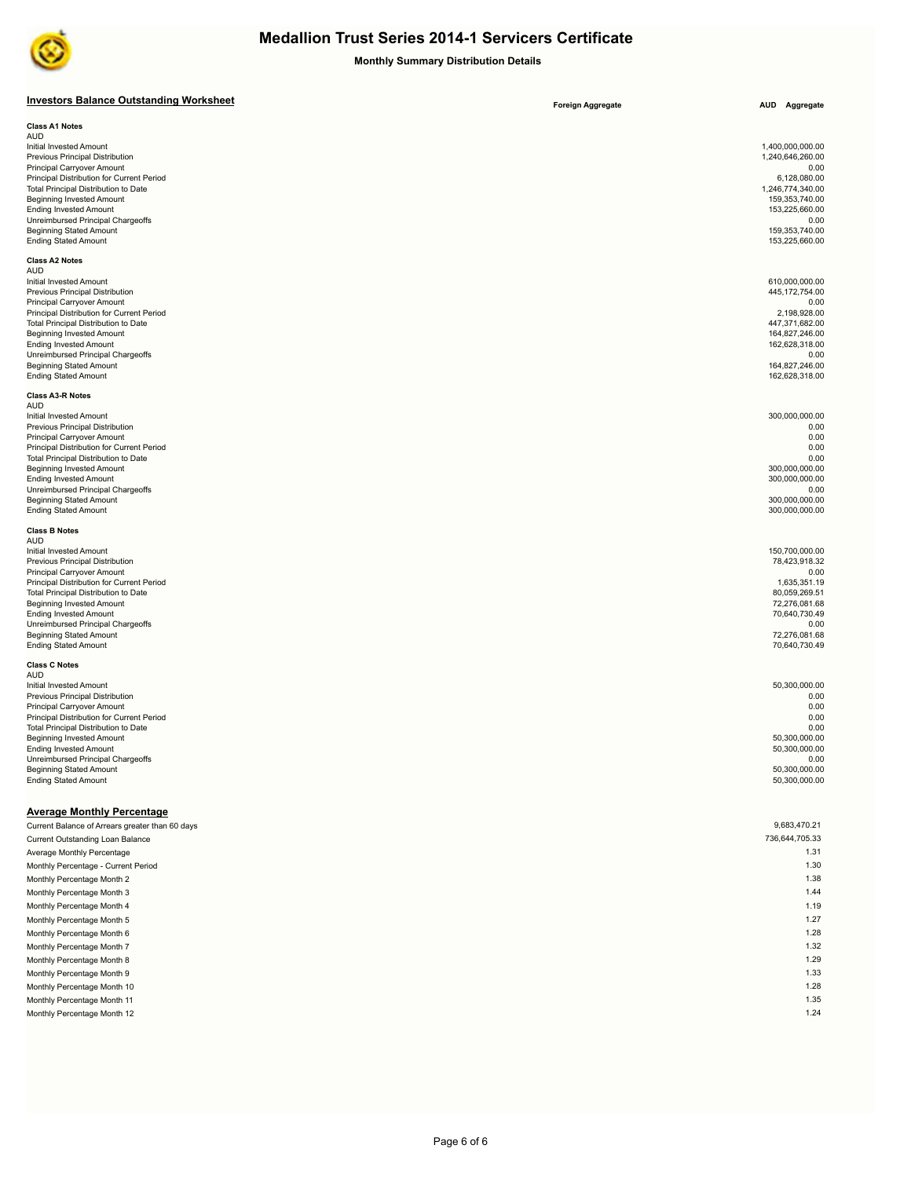# Medallion Trust Series 2014-1 Servicers Certificate

**Monthly Summary Distribution Details**

## Investors Balance Outstanding Worksheet

| | Foreign Aggregate | AUD Aggregate |
|---|---|---|
| **Class A1 Notes** | | |
| AUD | | |
| Initial Invested Amount | | 1,400,000,000.00 |
| Previous Principal Distribution | | 1,240,646,260.00 |
| Principal Carryover Amount | | 0.00 |
| Principal Distribution for Current Period | | 6,128,080.00 |
| Total Principal Distribution to Date | | 1,246,774,340.00 |
| Beginning Invested Amount | | 159,353,740.00 |
| Ending Invested Amount | | 153,225,660.00 |
| Unreimbursed Principal Chargeoffs | | 0.00 |
| Beginning Stated Amount | | 159,353,740.00 |
| Ending Stated Amount | | 153,225,660.00 |
| **Class A2 Notes** | | |
| AUD | | |
| Initial Invested Amount | | 610,000,000.00 |
| Previous Principal Distribution | | 445,172,754.00 |
| Principal Carryover Amount | | 0.00 |
| Principal Distribution for Current Period | | 2,198,928.00 |
| Total Principal Distribution to Date | | 447,371,682.00 |
| Beginning Invested Amount | | 164,827,246.00 |
| Ending Invested Amount | | 162,628,318.00 |
| Unreimbursed Principal Chargeoffs | | 0.00 |
| Beginning Stated Amount | | 164,827,246.00 |
| Ending Stated Amount | | 162,628,318.00 |
| **Class A3-R Notes** | | |
| AUD | | |
| Initial Invested Amount | | 300,000,000.00 |
| Previous Principal Distribution | | 0.00 |
| Principal Carryover Amount | | 0.00 |
| Principal Distribution for Current Period | | 0.00 |
| Total Principal Distribution to Date | | 0.00 |
| Beginning Invested Amount | | 300,000,000.00 |
| Ending Invested Amount | | 300,000,000.00 |
| Unreimbursed Principal Chargeoffs | | 0.00 |
| Beginning Stated Amount | | 300,000,000.00 |
| Ending Stated Amount | | 300,000,000.00 |
| **Class B Notes** | | |
| AUD | | |
| Initial Invested Amount | | 150,700,000.00 |
| Previous Principal Distribution | | 78,423,918.32 |
| Principal Carryover Amount | | 0.00 |
| Principal Distribution for Current Period | | 1,635,351.19 |
| Total Principal Distribution to Date | | 80,059,269.51 |
| Beginning Invested Amount | | 72,276,081.68 |
| Ending Invested Amount | | 70,640,730.49 |
| Unreimbursed Principal Chargeoffs | | 0.00 |
| Beginning Stated Amount | | 72,276,081.68 |
| Ending Stated Amount | | 70,640,730.49 |
| **Class C Notes** | | |
| AUD | | |
| Initial Invested Amount | | 50,300,000.00 |
| Previous Principal Distribution | | 0.00 |
| Principal Carryover Amount | | 0.00 |
| Principal Distribution for Current Period | | 0.00 |
| Total Principal Distribution to Date | | 0.00 |
| Beginning Invested Amount | | 50,300,000.00 |
| Ending Invested Amount | | 50,300,000.00 |
| Unreimbursed Principal Chargeoffs | | 0.00 |
| Beginning Stated Amount | | 50,300,000.00 |
| Ending Stated Amount | | 50,300,000.00 |

## Average Monthly Percentage

| | |
|---|---|
| Current Balance of Arrears greater than 60 days | 9,683,470.21 |
| Current Outstanding Loan Balance | 736,644,705.33 |
| Average Monthly Percentage | 1.31 |
| Monthly Percentage - Current Period | 1.30 |
| Monthly Percentage Month 2 | 1.38 |
| Monthly Percentage Month 3 | 1.44 |
| Monthly Percentage Month 4 | 1.19 |
| Monthly Percentage Month 5 | 1.27 |
| Monthly Percentage Month 6 | 1.28 |
| Monthly Percentage Month 7 | 1.32 |
| Monthly Percentage Month 8 | 1.29 |
| Monthly Percentage Month 9 | 1.33 |
| Monthly Percentage Month 10 | 1.28 |
| Monthly Percentage Month 11 | 1.35 |
| Monthly Percentage Month 12 | 1.24 |